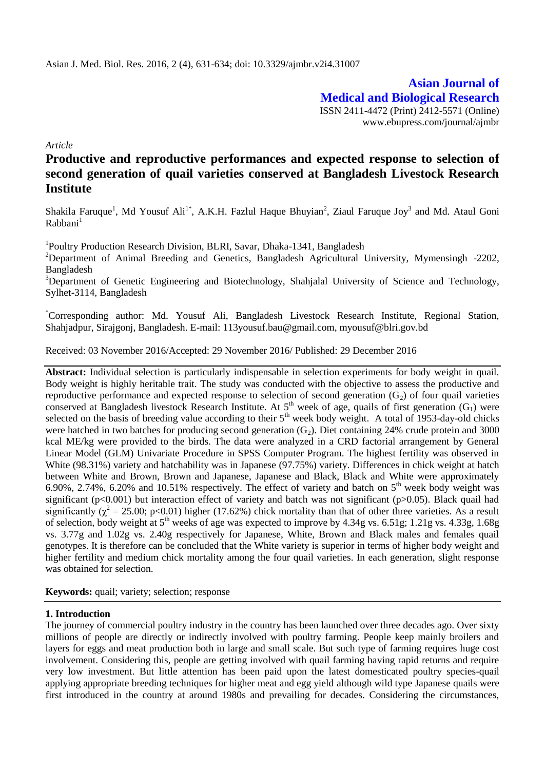Asian J. Med. Biol. Res. 2016, 2 (4), 631-634; doi: 10.3329/ajmbr.v2i4.31007

**Asian Journal of Medical and Biological Research**

ISSN 2411-4472 (Print) 2412-5571 (Online)
www.ebupress.com/journal/ajmbr

*Article*

# Productive and reproductive performances and expected response to selection of second generation of quail varieties conserved at Bangladesh Livestock Research Institute

Shakila Faruque[1], Md Yousuf Ali[1*], A.K.H. Fazlul Haque Bhuyian[2], Ziaul Faruque Joy[3] and Md. Ataul Goni Rabbani[1]

[1]Poultry Production Research Division, BLRI, Savar, Dhaka-1341, Bangladesh

[2]Department of Animal Breeding and Genetics, Bangladesh Agricultural University, Mymensingh -2202, Bangladesh

[3]Department of Genetic Engineering and Biotechnology, Shahjalal University of Science and Technology, Sylhet-3114, Bangladesh

[*]Corresponding author: Md. Yousuf Ali, Bangladesh Livestock Research Institute, Regional Station, Shahjadpur, Sirajgonj, Bangladesh. E-mail: 113yousuf.bau@gmail.com, myousuf@blri.gov.bd

Received: 03 November 2016/Accepted: 29 November 2016/ Published: 29 December 2016

**Abstract:** Individual selection is particularly indispensable in selection experiments for body weight in quail. Body weight is highly heritable trait. The study was conducted with the objective to assess the productive and reproductive performance and expected response to selection of second generation ($G_2$) of four quail varieties conserved at Bangladesh livestock Research Institute. At 5[th] week of age, quails of first generation ($G_1$) were selected on the basis of breeding value according to their 5[th] week body weight. A total of 1953-day-old chicks were hatched in two batches for producing second generation ($G_2$). Diet containing 24% crude protein and 3000 kcal ME/kg were provided to the birds. The data were analyzed in a CRD factorial arrangement by General Linear Model (GLM) Univariate Procedure in SPSS Computer Program. The highest fertility was observed in White (98.31%) variety and hatchability was in Japanese (97.75%) variety. Differences in chick weight at hatch between White and Brown, Brown and Japanese, Japanese and Black, Black and White were approximately 6.90%, 2.74%, 6.20% and 10.51% respectively. The effect of variety and batch on 5[th] week body weight was significant ($p<0.001$) but interaction effect of variety and batch was not significant ($p>0.05$). Black quail had significantly ($\chi^2 = 25.00$; $p<0.01$) higher (17.62%) chick mortality than that of other three varieties. As a result of selection, body weight at 5[th] weeks of age was expected to improve by 4.34g vs. 6.51g; 1.21g vs. 4.33g, 1.68g vs. 3.77g and 1.02g vs. 2.40g respectively for Japanese, White, Brown and Black males and females quail genotypes. It is therefore can be concluded that the White variety is superior in terms of higher body weight and higher fertility and medium chick mortality among the four quail varieties. In each generation, slight response was obtained for selection.

**Keywords:** quail; variety; selection; response

## 1. Introduction

The journey of commercial poultry industry in the country has been launched over three decades ago. Over sixty millions of people are directly or indirectly involved with poultry farming. People keep mainly broilers and layers for eggs and meat production both in large and small scale. But such type of farming requires huge cost involvement. Considering this, people are getting involved with quail farming having rapid returns and require very low investment. But little attention has been paid upon the latest domesticated poultry species-quail applying appropriate breeding techniques for higher meat and egg yield although wild type Japanese quails were first introduced in the country at around 1980s and prevailing for decades. Considering the circumstances,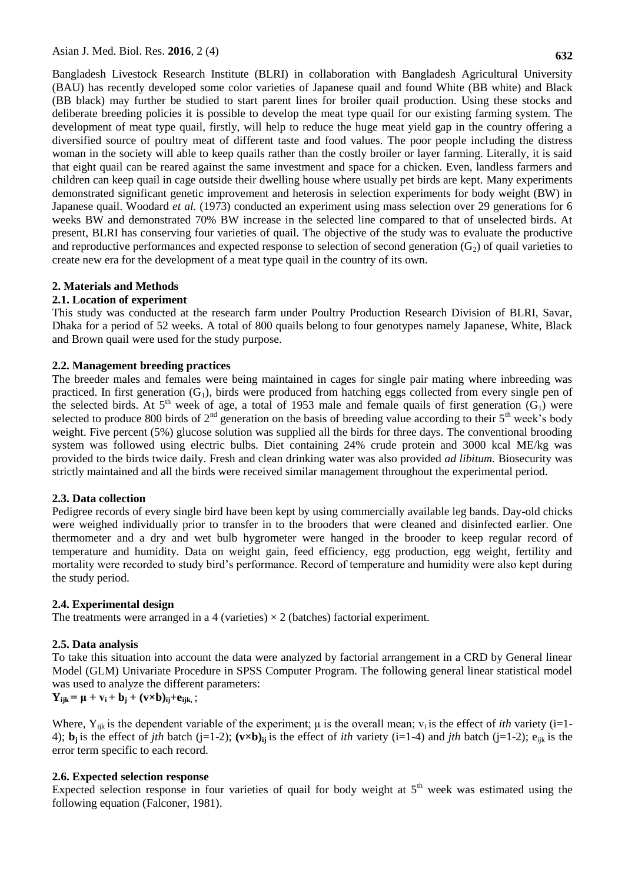Bangladesh Livestock Research Institute (BLRI) in collaboration with Bangladesh Agricultural University (BAU) has recently developed some color varieties of Japanese quail and found White (BB white) and Black (BB black) may further be studied to start parent lines for broiler quail production. Using these stocks and deliberate breeding policies it is possible to develop the meat type quail for our existing farming system. The development of meat type quail, firstly, will help to reduce the huge meat yield gap in the country offering a diversified source of poultry meat of different taste and food values. The poor people including the distress woman in the society will able to keep quails rather than the costly broiler or layer farming. Literally, it is said that eight quail can be reared against the same investment and space for a chicken. Even, landless farmers and children can keep quail in cage outside their dwelling house where usually pet birds are kept. Many experiments demonstrated significant genetic improvement and heterosis in selection experiments for body weight (BW) in Japanese quail. Woodard *et al.* (1973) conducted an experiment using mass selection over 29 generations for 6 weeks BW and demonstrated 70% BW increase in the selected line compared to that of unselected birds. At present, BLRI has conserving four varieties of quail. The objective of the study was to evaluate the productive and reproductive performances and expected response to selection of second generation ($G_2$) of quail varieties to create new era for the development of a meat type quail in the country of its own.

## 2. Materials and Methods

### 2.1. Location of experiment

This study was conducted at the research farm under Poultry Production Research Division of BLRI, Savar, Dhaka for a period of 52 weeks. A total of 800 quails belong to four genotypes namely Japanese, White, Black and Brown quail were used for the study purpose.

### 2.2. Management breeding practices

The breeder males and females were being maintained in cages for single pair mating where inbreeding was practiced. In first generation ($G_1$), birds were produced from hatching eggs collected from every single pen of the selected birds. At $5^{th}$ week of age, a total of 1953 male and female quails of first generation ($G_1$) were selected to produce 800 birds of $2^{nd}$ generation on the basis of breeding value according to their $5^{th}$ week's body weight. Five percent (5%) glucose solution was supplied all the birds for three days. The conventional brooding system was followed using electric bulbs. Diet containing 24% crude protein and 3000 kcal ME/kg was provided to the birds twice daily. Fresh and clean drinking water was also provided *ad libitum.* Biosecurity was strictly maintained and all the birds were received similar management throughout the experimental period.

### 2.3. Data collection

Pedigree records of every single bird have been kept by using commercially available leg bands. Day-old chicks were weighed individually prior to transfer in to the brooders that were cleaned and disinfected earlier. One thermometer and a dry and wet bulb hygrometer were hanged in the brooder to keep regular record of temperature and humidity. Data on weight gain, feed efficiency, egg production, egg weight, fertility and mortality were recorded to study bird's performance. Record of temperature and humidity were also kept during the study period.

### 2.4. Experimental design

The treatments were arranged in a 4 (varieties) × 2 (batches) factorial experiment.

### 2.5. Data analysis

To take this situation into account the data were analyzed by factorial arrangement in a CRD by General linear Model (GLM) Univariate Procedure in SPSS Computer Program. The following general linear statistical model was used to analyze the different parameters:

$$\mathbf{Y_{ijk} = \mu + v_i + b_j + (v\times b)_{ij} + e_{ijk}};$$

Where, $Y_{ijk}$ is the dependent variable of the experiment; $\mu$ is the overall mean; $v_i$ is the effect of *ith* variety (i=1-4); $\mathbf{b_j}$ is the effect of *jth* batch (j=1-2); $\mathbf{(v\times b)_{ij}}$ is the effect of *ith* variety (i=1-4) and *jth* batch (j=1-2); $e_{ijk}$ is the error term specific to each record.

### 2.6. Expected selection response

Expected selection response in four varieties of quail for body weight at $5^{th}$ week was estimated using the following equation (Falconer, 1981).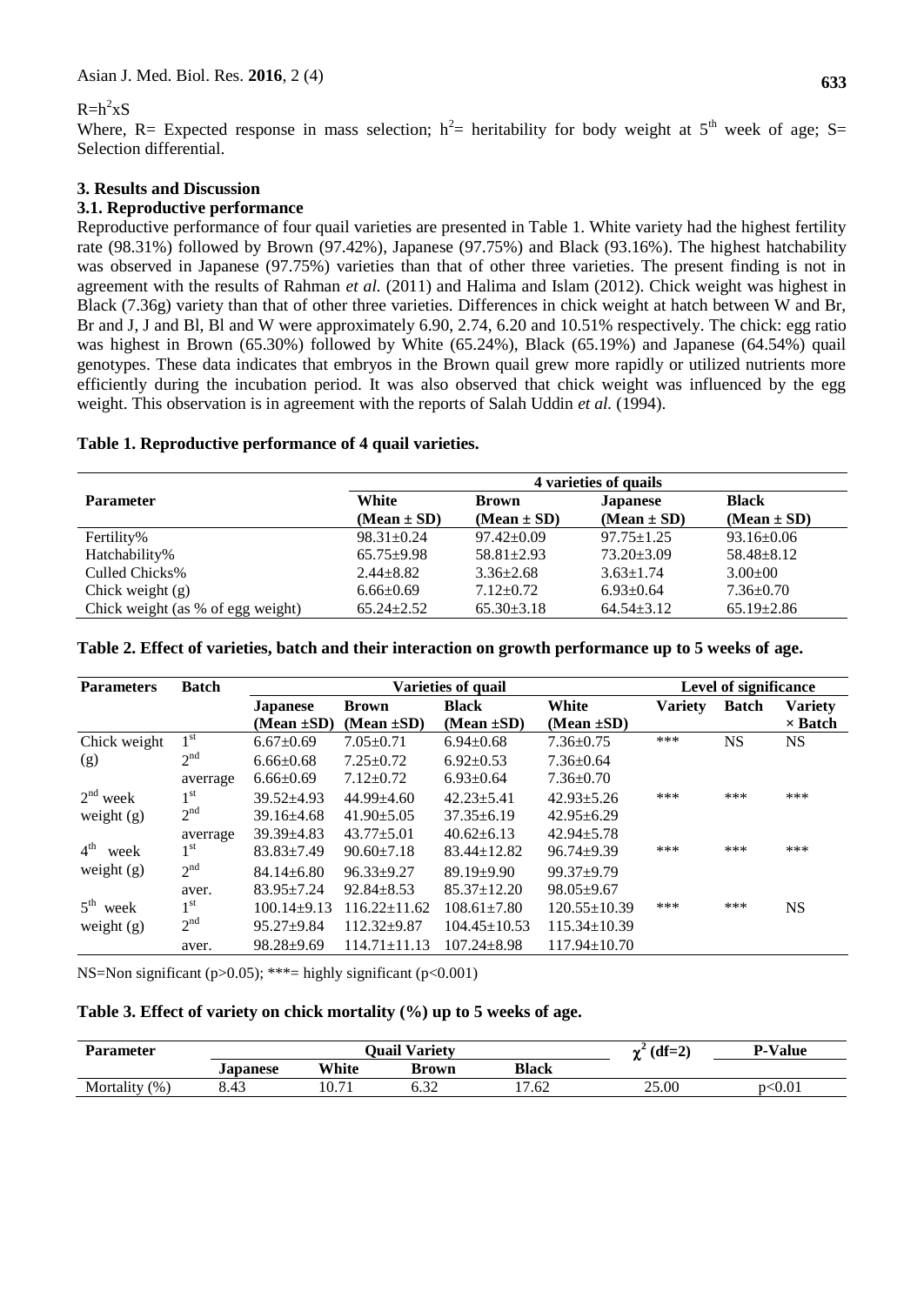$R = h^2 x S$

Where, R= Expected response in mass selection; $h^2$= heritability for body weight at 5[th] week of age; S= Selection differential.

## 3. Results and Discussion

### 3.1. Reproductive performance

Reproductive performance of four quail varieties are presented in Table 1. White variety had the highest fertility rate (98.31%) followed by Brown (97.42%), Japanese (97.75%) and Black (93.16%). The highest hatchability was observed in Japanese (97.75%) varieties than that of other three varieties. The present finding is not in agreement with the results of Rahman *et al.* (2011) and Halima and Islam (2012). Chick weight was highest in Black (7.36g) variety than that of other three varieties. Differences in chick weight at hatch between W and Br, Br and J, J and Bl, Bl and W were approximately 6.90, 2.74, 6.20 and 10.51% respectively. The chick: egg ratio was highest in Brown (65.30%) followed by White (65.24%), Black (65.19%) and Japanese (64.54%) quail genotypes. These data indicates that embryos in the Brown quail grew more rapidly or utilized nutrients more efficiently during the incubation period. It was also observed that chick weight was influenced by the egg weight. This observation is in agreement with the reports of Salah Uddin *et al.* (1994).

**Table 1. Reproductive performance of 4 quail varieties.**

| Parameter | 4 varieties of quails | | | |
|---|---|---|---|---|
| | White (Mean ± SD) | Brown (Mean ± SD) | Japanese (Mean ± SD) | Black (Mean ± SD) |
| Fertility% | 98.31±0.24 | 97.42±0.09 | 97.75±1.25 | 93.16±0.06 |
| Hatchability% | 65.75±9.98 | 58.81±2.93 | 73.20±3.09 | 58.48±8.12 |
| Culled Chicks% | 2.44±8.82 | 3.36±2.68 | 3.63±1.74 | 3.00±00 |
| Chick weight (g) | 6.66±0.69 | 7.12±0.72 | 6.93±0.64 | 7.36±0.70 |
| Chick weight (as % of egg weight) | 65.24±2.52 | 65.30±3.18 | 64.54±3.12 | 65.19±2.86 |

**Table 2. Effect of varieties, batch and their interaction on growth performance up to 5 weeks of age.**

| Parameters | Batch | Varieties of quail | | | | Level of significance | | |
|---|---|---|---|---|---|---|---|---|
| | | Japanese (Mean ±SD) | Brown (Mean ±SD) | Black (Mean ±SD) | White (Mean ±SD) | Variety | Batch | Variety × Batch |
| Chick weight (g) | 1st | 6.67±0.69 | 7.05±0.71 | 6.94±0.68 | 7.36±0.75 | *** | NS | NS |
| | 2nd | 6.66±0.68 | 7.25±0.72 | 6.92±0.53 | 7.36±0.64 | | | |
| | averrage | 6.66±0.69 | 7.12±0.72 | 6.93±0.64 | 7.36±0.70 | | | |
| 2nd week weight (g) | 1st | 39.52±4.93 | 44.99±4.60 | 42.23±5.41 | 42.93±5.26 | *** | *** | *** |
| | 2nd | 39.16±4.68 | 41.90±5.05 | 37.35±6.19 | 42.95±6.29 | | | |
| | averrage | 39.39±4.83 | 43.77±5.01 | 40.62±6.13 | 42.94±5.78 | | | |
| 4th week weight (g) | 1st | 83.83±7.49 | 90.60±7.18 | 83.44±12.82 | 96.74±9.39 | *** | *** | *** |
| | 2nd | 84.14±6.80 | 96.33±9.27 | 89.19±9.90 | 99.37±9.79 | | | |
| | aver. | 83.95±7.24 | 92.84±8.53 | 85.37±12.20 | 98.05±9.67 | | | |
| 5th week weight (g) | 1st | 100.14±9.13 | 116.22±11.62 | 108.61±7.80 | 120.55±10.39 | *** | *** | NS |
| | 2nd | 95.27±9.84 | 112.32±9.87 | 104.45±10.53 | 115.34±10.39 | | | |
| | aver. | 98.28±9.69 | 114.71±11.13 | 107.24±8.98 | 117.94±10.70 | | | |

NS=Non significant ($p>0.05$); ***= highly significant ($p<0.001$)

**Table 3. Effect of variety on chick mortality (%) up to 5 weeks of age.**

| Parameter | Quail Variety | | | | $\chi^2$ (df=2) | P-Value |
|---|---|---|---|---|---|---|
| | Japanese | White | Brown | Black | | |
| Mortality (%) | 8.43 | 10.71 | 6.32 | 17.62 | 25.00 | $p<0.01$ |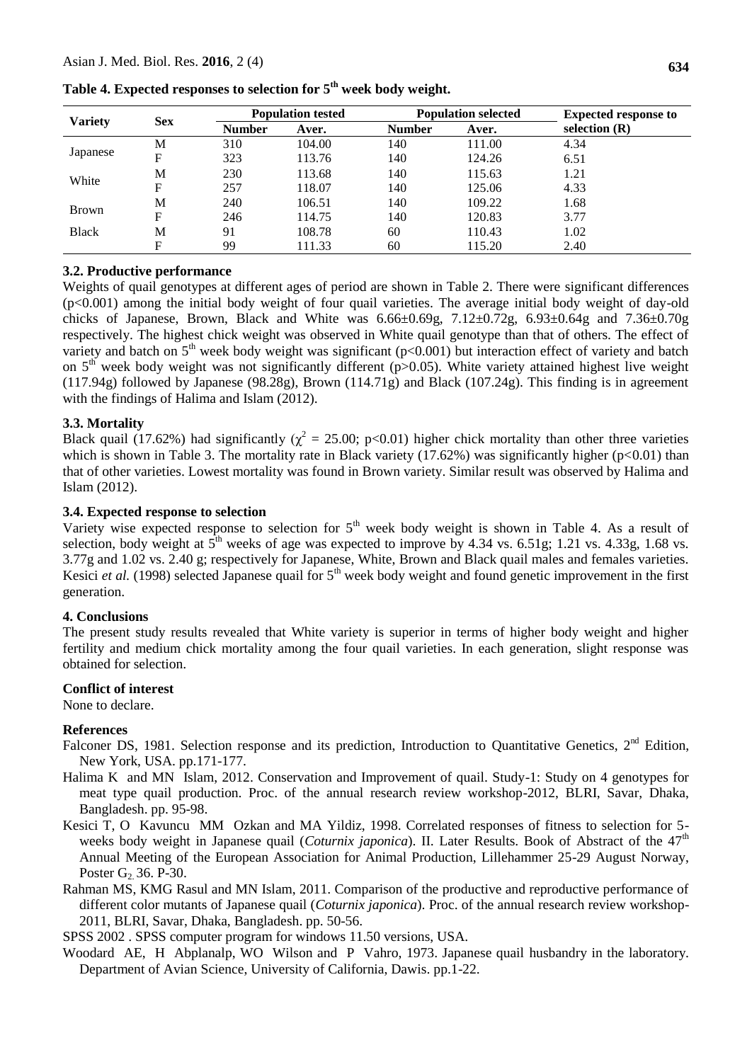**Table 4. Expected responses to selection for 5th week body weight.**

| Variety | Sex | Population tested | | Population selected | | Expected response to selection (R) |
|---|---|---|---|---|---|---|
| | | Number | Aver. | Number | Aver. | |
| Japanese | M | 310 | 104.00 | 140 | 111.00 | 4.34 |
| | F | 323 | 113.76 | 140 | 124.26 | 6.51 |
| White | M | 230 | 113.68 | 140 | 115.63 | 1.21 |
| | F | 257 | 118.07 | 140 | 125.06 | 4.33 |
| Brown | M | 240 | 106.51 | 140 | 109.22 | 1.68 |
| | F | 246 | 114.75 | 140 | 120.83 | 3.77 |
| Black | M | 91 | 108.78 | 60 | 110.43 | 1.02 |
| | F | 99 | 111.33 | 60 | 115.20 | 2.40 |

### 3.2. Productive performance

Weights of quail genotypes at different ages of period are shown in Table 2. There were significant differences ($p<0.001$) among the initial body weight of four quail varieties. The average initial body weight of day-old chicks of Japanese, Brown, Black and White was 6.66±0.69g, 7.12±0.72g, 6.93±0.64g and 7.36±0.70g respectively. The highest chick weight was observed in White quail genotype than that of others. The effect of variety and batch on 5th week body weight was significant ($p<0.001$) but interaction effect of variety and batch on 5th week body weight was not significantly different ($p>0.05$). White variety attained highest live weight (117.94g) followed by Japanese (98.28g), Brown (114.71g) and Black (107.24g). This finding is in agreement with the findings of Halima and Islam (2012).

### 3.3. Mortality

Black quail (17.62%) had significantly ($\chi^2 = 25.00$; $p<0.01$) higher chick mortality than other three varieties which is shown in Table 3. The mortality rate in Black variety (17.62%) was significantly higher ($p<0.01$) than that of other varieties. Lowest mortality was found in Brown variety. Similar result was observed by Halima and Islam (2012).

### 3.4. Expected response to selection

Variety wise expected response to selection for 5th week body weight is shown in Table 4. As a result of selection, body weight at 5th weeks of age was expected to improve by 4.34 vs. 6.51g; 1.21 vs. 4.33g, 1.68 vs. 3.77g and 1.02 vs. 2.40 g; respectively for Japanese, White, Brown and Black quail males and females varieties. Kesici *et al.* (1998) selected Japanese quail for 5th week body weight and found genetic improvement in the first generation.

## 4. Conclusions

The present study results revealed that White variety is superior in terms of higher body weight and higher fertility and medium chick mortality among the four quail varieties. In each generation, slight response was obtained for selection.

## Conflict of interest

None to declare.

## References

Falconer DS, 1981. Selection response and its prediction, Introduction to Quantitative Genetics, 2nd Edition, New York, USA. pp.171-177.

Halima K and MN Islam, 2012. Conservation and Improvement of quail. Study-1: Study on 4 genotypes for meat type quail production. Proc. of the annual research review workshop-2012, BLRI, Savar, Dhaka, Bangladesh. pp. 95-98.

Kesici T, O Kavuncu MM Ozkan and MA Yildiz, 1998. Correlated responses of fitness to selection for 5-weeks body weight in Japanese quail (*Coturnix japonica*). II. Later Results. Book of Abstract of the 47th Annual Meeting of the European Association for Animal Production, Lillehammer 25-29 August Norway, Poster $G_2$, 36. P-30.

Rahman MS, KMG Rasul and MN Islam, 2011. Comparison of the productive and reproductive performance of different color mutants of Japanese quail (*Coturnix japonica*). Proc. of the annual research review workshop-2011, BLRI, Savar, Dhaka, Bangladesh. pp. 50-56.

SPSS 2002 . SPSS computer program for windows 11.50 versions, USA.

Woodard AE, H Abplanalp, WO Wilson and P Vahro, 1973. Japanese quail husbandry in the laboratory. Department of Avian Science, University of California, Dawis. pp.1-22.